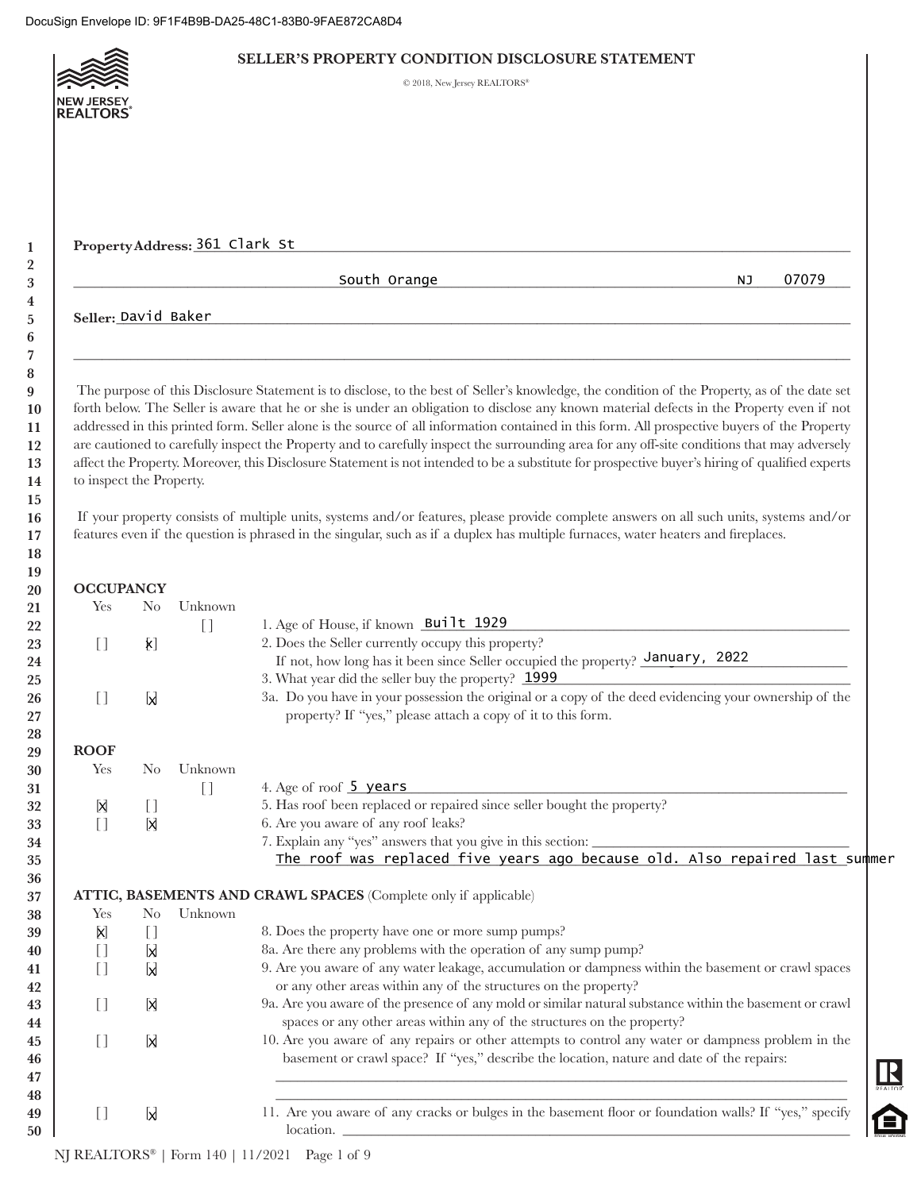DocuSign Envelope ID: 9F1F4B9B-DA25-48C1-83B0-9FAE872CA8D4

# SELLER'S PROPERTY CONDITION DISCLOSURE STATEMENT

© 2018, New Jersey REALTORS®

**Property Address:** 361 Clark St

South Orange NJ 07079

**Seller:** David Baker

The purpose of this Disclosure Statement is to disclose, to the best of Seller's knowledge, the condition of the Property, as of the date set forth below. The Seller is aware that he or she is under an obligation to disclose any known material defects in the Property even if not addressed in this printed form. Seller alone is the source of all information contained in this form. All prospective buyers of the Property are cautioned to carefully inspect the Property and to carefully inspect the surrounding area for any off-site conditions that may adversely affect the Property. Moreover, this Disclosure Statement is not intended to be a substitute for prospective buyer's hiring of qualified experts to inspect the Property.

If your property consists of multiple units, systems and/or features, please provide complete answers on all such units, systems and/or features even if the question is phrased in the singular, such as if a duplex has multiple furnaces, water heaters and fireplaces.

## OCCUPANCY

| Yes | No | Unknown | |
|---|---|---|---|
| | | [ ] | 1. Age of House, if known Built 1929 |
| [ ] | [x] | | 2. Does the Seller currently occupy this property? If not, how long has it been since Seller occupied the property? January, 2022 |
| | | | 3. What year did the seller buy the property? 1999 |
| [ ] | [x] | | 3a. Do you have in your possession the original or a copy of the deed evidencing your ownership of the property? If "yes," please attach a copy of it to this form. |

## ROOF

| Yes | No | Unknown | |
|---|---|---|---|
| | | [ ] | 4. Age of roof 5 years |
| [x] | [ ] | | 5. Has roof been replaced or repaired since seller bought the property? |
| [ ] | [x] | | 6. Are you aware of any roof leaks? |
| | | | 7. Explain any "yes" answers that you give in this section: The roof was replaced five years ago because old. Also repaired last summer |

## ATTIC, BASEMENTS AND CRAWL SPACES (Complete only if applicable)

| Yes | No | Unknown | |
|---|---|---|---|
| [x] | [ ] | | 8. Does the property have one or more sump pumps? |
| [ ] | [x] | | 8a. Are there any problems with the operation of any sump pump? |
| [ ] | [x] | | 9. Are you aware of any water leakage, accumulation or dampness within the basement or crawl spaces or any other areas within any of the structures on the property? |
| [ ] | [x] | | 9a. Are you aware of the presence of any mold or similar natural substance within the basement or crawl spaces or any other areas within any of the structures on the property? |
| [ ] | [x] | | 10. Are you aware of any repairs or other attempts to control any water or dampness problem in the basement or crawl space? If "yes," describe the location, nature and date of the repairs: |
| [ ] | [x] | | 11. Are you aware of any cracks or bulges in the basement floor or foundation walls? If "yes," specify location. |

NJ REALTORS® | Form 140 | 11/2021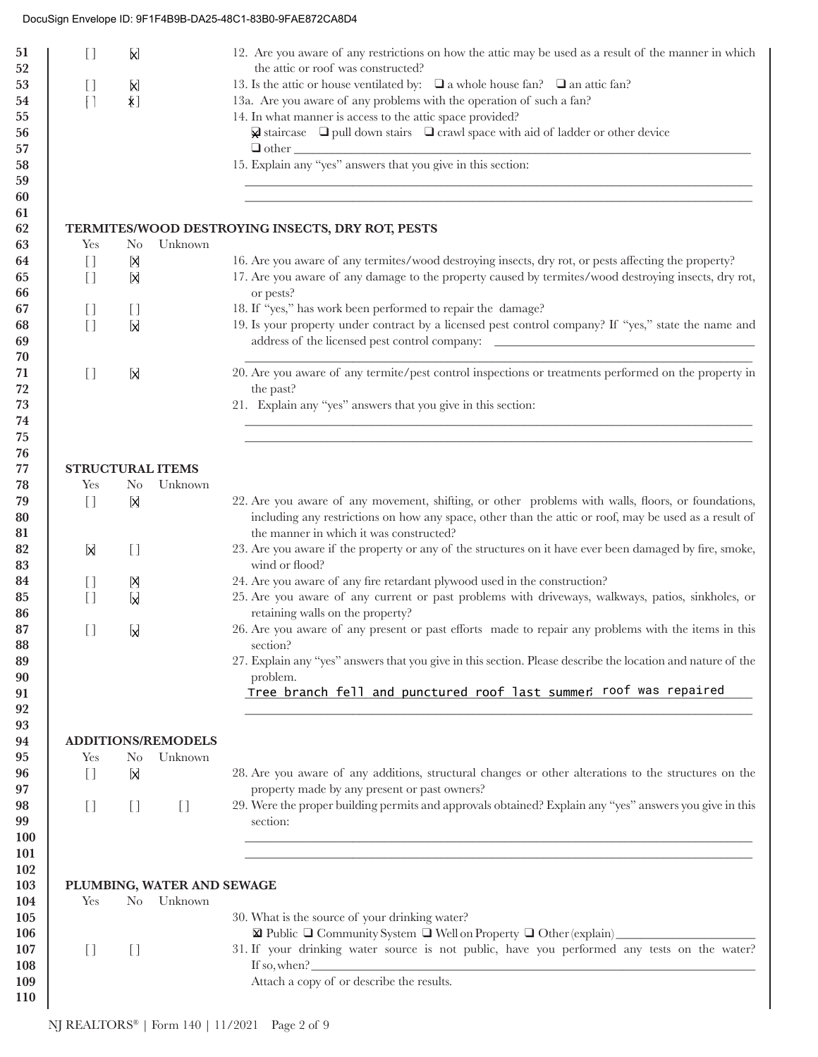DocuSign Envelope ID: 9F1F4B9B-DA25-48C1-83B0-9FAE872CA8D4

| Line | Yes | No | Unknown | Question |
|---|---|---|---|---|
| 51 | [ ] | [X] | | 12. Are you aware of any restrictions on how the attic may be used as a result of the manner in which the attic or roof was constructed? |
| 53 | [ ] | [X] | | 13. Is the attic or house ventilated by: ❑ a whole house fan? ❑ an attic fan? |
| 54 | [ ] | [X] | | 13a. Are you aware of any problems with the operation of such a fan? |
| 55 | | | | 14. In what manner is access to the attic space provided? ☒ staircase ❑ pull down stairs ❑ crawl space with aid of ladder or other device ❑ other ______ |
| 58 | | | | 15. Explain any "yes" answers that you give in this section: ______ |

## TERMITES/WOOD DESTROYING INSECTS, DRY ROT, PESTS

| Line | Yes | No | Unknown | Question |
|---|---|---|---|---|
| 64 | [ ] | [X] | | 16. Are you aware of any termites/wood destroying insects, dry rot, or pests affecting the property? |
| 65 | [ ] | [X] | | 17. Are you aware of any damage to the property caused by termites/wood destroying insects, dry rot, or pests? |
| 67 | [ ] | [ ] | | 18. If "yes," has work been performed to repair the damage? |
| 68 | [ ] | [X] | | 19. Is your property under contract by a licensed pest control company? If "yes," state the name and address of the licensed pest control company: ______ |
| 71 | [ ] | [X] | | 20. Are you aware of any termite/pest control inspections or treatments performed on the property in the past? |
| 73 | | | | 21. Explain any "yes" answers that you give in this section: ______ |

## STRUCTURAL ITEMS

| Line | Yes | No | Unknown | Question |
|---|---|---|---|---|
| 79 | [ ] | [X] | | 22. Are you aware of any movement, shifting, or other problems with walls, floors, or foundations, including any restrictions on how any space, other than the attic or roof, may be used as a result of the manner in which it was constructed? |
| 82 | [X] | [ ] | | 23. Are you aware if the property or any of the structures on it have ever been damaged by fire, smoke, wind or flood? |
| 84 | [ ] | [X] | | 24. Are you aware of any fire retardant plywood used in the construction? |
| 85 | [ ] | [X] | | 25. Are you aware of any current or past problems with driveways, walkways, patios, sinkholes, or retaining walls on the property? |
| 87 | [ ] | [X] | | 26. Are you aware of any present or past efforts made to repair any problems with the items in this section? |
| 89 | | | | 27. Explain any "yes" answers that you give in this section. Please describe the location and nature of the problem. Tree branch fell and punctured roof last summer; roof was repaired |

## ADDITIONS/REMODELS

| Line | Yes | No | Unknown | Question |
|---|---|---|---|---|
| 96 | [ ] | [X] | | 28. Are you aware of any additions, structural changes or other alterations to the structures on the property made by any present or past owners? |
| 98 | [ ] | [ ] | [ ] | 29. Were the proper building permits and approvals obtained? Explain any "yes" answers you give in this section: ______ |

## PLUMBING, WATER AND SEWAGE

| Line | Yes | No | Unknown | Question |
|---|---|---|---|---|
| 105 | | | | 30. What is the source of your drinking water? ☒ Public ❑ Community System ❑ Well on Property ❑ Other (explain) ______ |
| 107 | [ ] | [ ] | | 31. If your drinking water source is not public, have you performed any tests on the water? If so, when? ______ Attach a copy of or describe the results. |

NJ REALTORS® | Form 140 | 11/2021 Page 2 of 9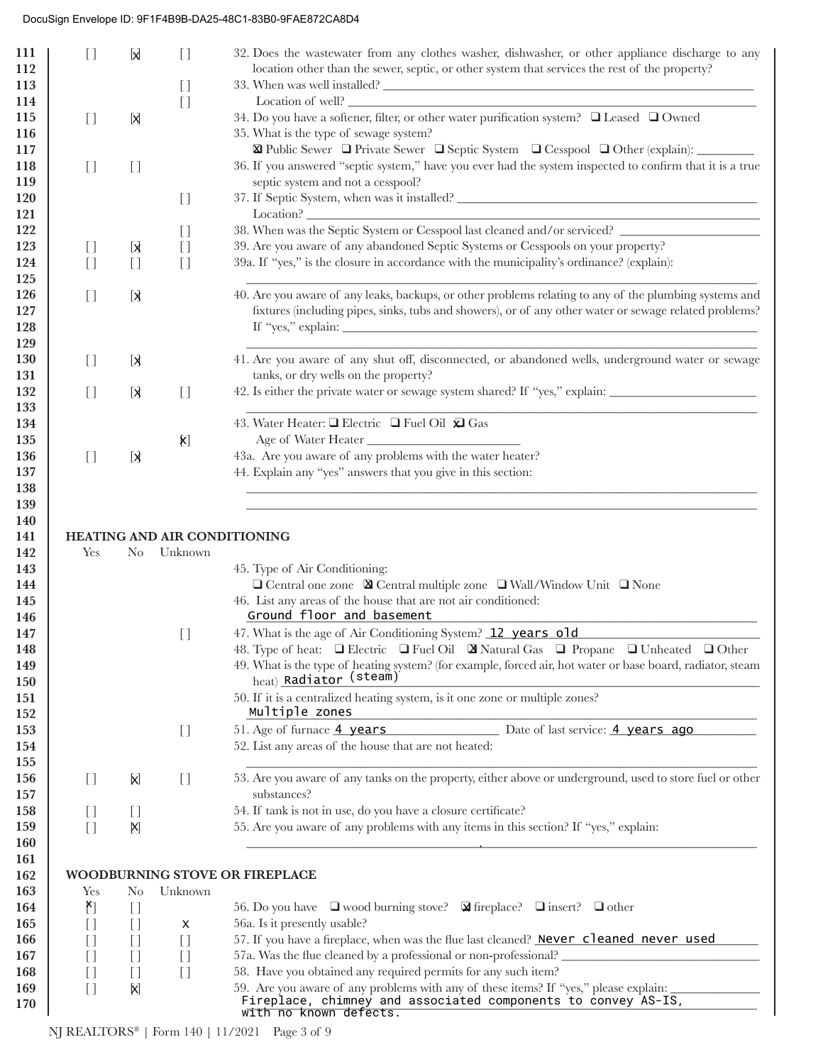DocuSign Envelope ID: 9F1F4B9B-DA25-48C1-83B0-9FAE872CA8D4

| Line | Yes | No | Unknown | Question |
|---|---|---|---|---|
| 111–112 | [ ] | [X] | [ ] | 32. Does the wastewater from any clothes washer, dishwasher, or other appliance discharge to any location other than the sewer, septic, or other system that services the rest of the property? |
| 113 | | | [ ] | 33. When was well installed? ______ |
| 114 | | | [ ] | Location of well? ______ |
| 115 | [ ] | [X] | | 34. Do you have a softener, filter, or other water purification system? ❑ Leased ❑ Owned |
| 116–117 | | | | 35. What is the type of sewage system? ☒ Public Sewer ❑ Private Sewer ❑ Septic System ❑ Cesspool ❑ Other (explain): ______ |
| 118–119 | [ ] | [ ] | | 36. If you answered "septic system," have you ever had the system inspected to confirm that it is a true septic system and not a cesspool? |
| 120–121 | | | [ ] | 37. If Septic System, when was it installed? ______ Location? ______ |
| 122 | | | [ ] | 38. When was the Septic System or Cesspool last cleaned and/or serviced? ______ |
| 123 | [ ] | [X] | [ ] | 39. Are you aware of any abandoned Septic Systems or Cesspools on your property? |
| 124–125 | [ ] | [ ] | [ ] | 39a. If "yes," is the closure in accordance with the municipality's ordinance? (explain): ______ |
| 126–129 | [ ] | [X] | | 40. Are you aware of any leaks, backups, or other problems relating to any of the plumbing systems and fixtures (including pipes, sinks, tubs and showers), or of any other water or sewage related problems? If "yes," explain: ______ |
| 130–131 | [ ] | [X] | | 41. Are you aware of any shut off, disconnected, or abandoned wells, underground water or sewage tanks, or dry wells on the property? |
| 132–133 | [ ] | [X] | [ ] | 42. Is either the private water or sewage system shared? If "yes," explain: ______ |
| 134 | | | | 43. Water Heater: ❑ Electric ❑ Fuel Oil ☒ Gas |
| 135 | | | [X] | Age of Water Heater ______ |
| 136 | [ ] | [X] | | 43a. Are you aware of any problems with the water heater? |
| 137–139 | | | | 44. Explain any "yes" answers that you give in this section: ______ |

## HEATING AND AIR CONDITIONING

| Line | Yes | No | Unknown | Question |
|---|---|---|---|---|
| 143–144 | | | | 45. Type of Air Conditioning: ❑ Central one zone ☒ Central multiple zone ❑ Wall/Window Unit ❑ None |
| 145–146 | | | | 46. List any areas of the house that are not air conditioned: Ground floor and basement |
| 147 | | | [ ] | 47. What is the age of Air Conditioning System? 12 years old |
| 148 | | | | 48. Type of heat: ❑ Electric ❑ Fuel Oil ☒ Natural Gas ❑ Propane ❑ Unheated ❑ Other |
| 149–150 | | | | 49. What is the type of heating system? (for example, forced air, hot water or base board, radiator, steam heat) Radiator (steam) |
| 151–152 | | | | 50. If it is a centralized heating system, is it one zone or multiple zones? Multiple zones |
| 153 | | | [ ] | 51. Age of furnace 4 years Date of last service: 4 years ago |
| 154–155 | | | | 52. List any areas of the house that are not heated: ______ |
| 156–157 | [ ] | [X] | [ ] | 53. Are you aware of any tanks on the property, either above or underground, used to store fuel or other substances? |
| 158 | [ ] | [ ] | | 54. If tank is not in use, do you have a closure certificate? |
| 159–160 | [ ] | [X] | | 55. Are you aware of any problems with any items in this section? If "yes," explain: ______ |

## WOODBURNING STOVE OR FIREPLACE

| Line | Yes | No | Unknown | Question |
|---|---|---|---|---|
| 164 | [X] | [ ] | | 56. Do you have ❑ wood burning stove? ☒ fireplace? ❑ insert? ❑ other |
| 165 | [ ] | [ ] | X | 56a. Is it presently usable? |
| 166 | [ ] | [ ] | [ ] | 57. If you have a fireplace, when was the flue last cleaned? Never cleaned never used |
| 167 | [ ] | [ ] | [ ] | 57a. Was the flue cleaned by a professional or non-professional? ______ |
| 168 | [ ] | [ ] | [ ] | 58. Have you obtained any required permits for any such item? |
| 169–170 | [ ] | [X] | | 59. Are you aware of any problems with any of these items? If "yes," please explain: Fireplace, chimney and associated components to convey AS-IS, with no known defects. |

NJ REALTORS® | Form 140 | 11/2021 Page 3 of 9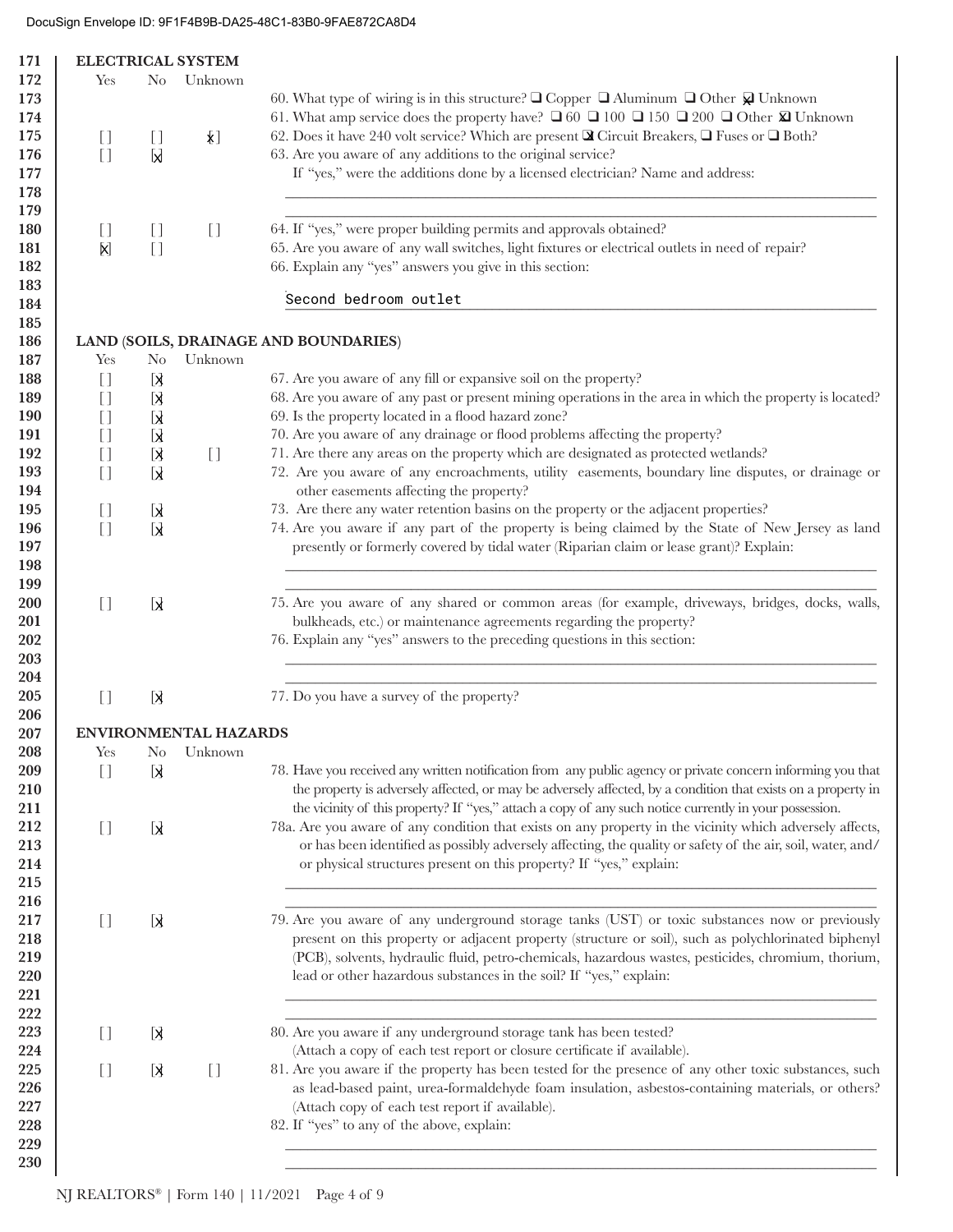DocuSign Envelope ID: 9F1F4B9B-DA25-48C1-83B0-9FAE872CA8D4

## ELECTRICAL SYSTEM

| Yes | No | Unknown | |
|---|---|---|---|
| | | | 60. What type of wiring is in this structure? ❑ Copper ❑ Aluminum ❑ Other ☒ Unknown |
| | | | 61. What amp service does the property have? ❑ 60 ❑ 100 ❑ 150 ❑ 200 ❑ Other ☒ Unknown |
| [ ] | [ ] | [x] | 62. Does it have 240 volt service? Which are present ☒ Circuit Breakers, ❑ Fuses or ❑ Both? |
| [ ] | [x] | | 63. Are you aware of any additions to the original service? If "yes," were the additions done by a licensed electrician? Name and address: |
| [ ] | [ ] | [ ] | 64. If "yes," were proper building permits and approvals obtained? |
| [x] | [ ] | | 65. Are you aware of any wall switches, light fixtures or electrical outlets in need of repair? |
| | | | 66. Explain any "yes" answers you give in this section: Second bedroom outlet |

## LAND (SOILS, DRAINAGE AND BOUNDARIES)

| Yes | No | Unknown | |
|---|---|---|---|
| [ ] | [x] | | 67. Are you aware of any fill or expansive soil on the property? |
| [ ] | [x] | | 68. Are you aware of any past or present mining operations in the area in which the property is located? |
| [ ] | [x] | | 69. Is the property located in a flood hazard zone? |
| [ ] | [x] | | 70. Are you aware of any drainage or flood problems affecting the property? |
| [ ] | [x] | [ ] | 71. Are there any areas on the property which are designated as protected wetlands? |
| [ ] | [x] | | 72. Are you aware of any encroachments, utility easements, boundary line disputes, or drainage or other easements affecting the property? |
| [ ] | [x] | | 73. Are there any water retention basins on the property or the adjacent properties? |
| [ ] | [x] | | 74. Are you aware if any part of the property is being claimed by the State of New Jersey as land presently or formerly covered by tidal water (Riparian claim or lease grant)? Explain: |
| [ ] | [x] | | 75. Are you aware of any shared or common areas (for example, driveways, bridges, docks, walls, bulkheads, etc.) or maintenance agreements regarding the property? |
| | | | 76. Explain any "yes" answers to the preceding questions in this section: |
| [ ] | [x] | | 77. Do you have a survey of the property? |

## ENVIRONMENTAL HAZARDS

| Yes | No | Unknown | |
|---|---|---|---|
| [ ] | [x] | | 78. Have you received any written notification from any public agency or private concern informing you that the property is adversely affected, or may be adversely affected, by a condition that exists on a property in the vicinity of this property? If "yes," attach a copy of any such notice currently in your possession. |
| [ ] | [x] | | 78a. Are you aware of any condition that exists on any property in the vicinity which adversely affects, or has been identified as possibly adversely affecting, the quality or safety of the air, soil, water, and/or physical structures present on this property? If "yes," explain: |
| [ ] | [x] | | 79. Are you aware of any underground storage tanks (UST) or toxic substances now or previously present on this property or adjacent property (structure or soil), such as polychlorinated biphenyl (PCB), solvents, hydraulic fluid, petro-chemicals, hazardous wastes, pesticides, chromium, thorium, lead or other hazardous substances in the soil? If "yes," explain: |
| [ ] | [x] | | 80. Are you aware if any underground storage tank has been tested? (Attach a copy of each test report or closure certificate if available). |
| [ ] | [x] | [ ] | 81. Are you aware if the property has been tested for the presence of any other toxic substances, such as lead-based paint, urea-formaldehyde foam insulation, asbestos-containing materials, or others? (Attach copy of each test report if available). |
| | | | 82. If "yes" to any of the above, explain: |

NJ REALTORS® | Form 140 | 11/2021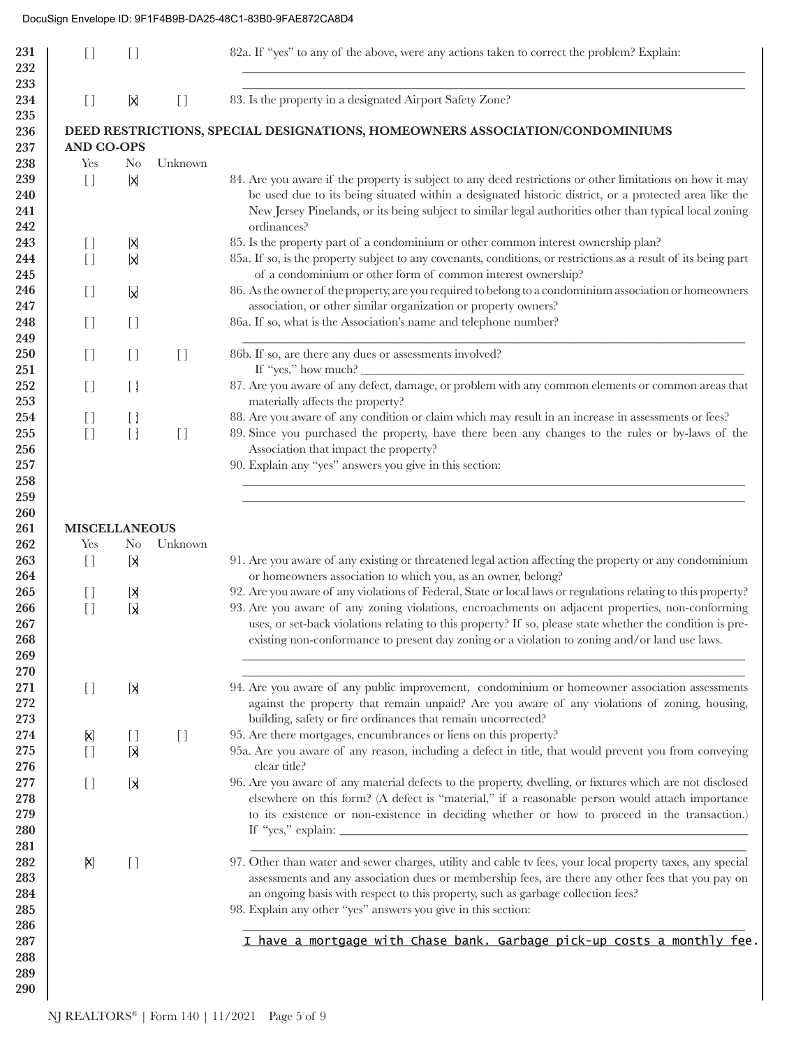DocuSign Envelope ID: 9F1F4B9B-DA25-48C1-83B0-9FAE872CA8D4

| Yes | No | Unknown | |
|---|---|---|---|
| [ ] | [ ] | | 82a. If "yes" to any of the above, were any actions taken to correct the problem? Explain: ____________ |
| [ ] | [X] | [ ] | 83. Is the property in a designated Airport Safety Zone? |

## DEED RESTRICTIONS, SPECIAL DESIGNATIONS, HOMEOWNERS ASSOCIATION/CONDOMINIUMS AND CO-OPS

| Yes | No | Unknown | |
|---|---|---|---|
| [ ] | [X] | | 84. Are you aware if the property is subject to any deed restrictions or other limitations on how it may be used due to its being situated within a designated historic district, or a protected area like the New Jersey Pinelands, or its being subject to similar legal authorities other than typical local zoning ordinances? |
| [ ] | [X] | | 85. Is the property part of a condominium or other common interest ownership plan? |
| [ ] | [X] | | 85a. If so, is the property subject to any covenants, conditions, or restrictions as a result of its being part of a condominium or other form of common interest ownership? |
| [ ] | [X] | | 86. As the owner of the property, are you required to belong to a condominium association or homeowners association, or other similar organization or property owners? |
| [ ] | [ ] | | 86a. If so, what is the Association's name and telephone number? ____________ |
| [ ] | [ ] | [ ] | 86b. If so, are there any dues or assessments involved? If "yes," how much? ____________ |
| [ ] | [ ] | | 87. Are you aware of any defect, damage, or problem with any common elements or common areas that materially affects the property? |
| [ ] | [ ] | | 88. Are you aware of any condition or claim which may result in an increase in assessments or fees? |
| [ ] | [ ] | [ ] | 89. Since you purchased the property, have there been any changes to the rules or by-laws of the Association that impact the property? |
| | | | 90. Explain any "yes" answers you give in this section: ____________ |

## MISCELLANEOUS

| Yes | No | Unknown | |
|---|---|---|---|
| [ ] | [X] | | 91. Are you aware of any existing or threatened legal action affecting the property or any condominium or homeowners association to which you, as an owner, belong? |
| [ ] | [X] | | 92. Are you aware of any violations of Federal, State or local laws or regulations relating to this property? |
| [ ] | [X] | | 93. Are you aware of any zoning violations, encroachments on adjacent properties, non-conforming uses, or set-back violations relating to this property? If so, please state whether the condition is pre-existing non-conformance to present day zoning or a violation to zoning and/or land use laws. ____________ |
| [ ] | [X] | | 94. Are you aware of any public improvement, condominium or homeowner association assessments against the property that remain unpaid? Are you aware of any violations of zoning, housing, building, safety or fire ordinances that remain uncorrected? |
| [X] | [ ] | [ ] | 95. Are there mortgages, encumbrances or liens on this property? |
| [ ] | [X] | | 95a. Are you aware of any reason, including a defect in title, that would prevent you from conveying clear title? |
| [ ] | [X] | | 96. Are you aware of any material defects to the property, dwelling, or fixtures which are not disclosed elsewhere on this form? (A defect is "material," if a reasonable person would attach importance to its existence or non-existence in deciding whether or how to proceed in the transaction.) If "yes," explain: ____________ |
| [X] | [ ] | | 97. Other than water and sewer charges, utility and cable tv fees, your local property taxes, any special assessments and any association dues or membership fees, are there any other fees that you pay on an ongoing basis with respect to this property, such as garbage collection fees? |
| | | | 98. Explain any other "yes" answers you give in this section: |

I have a mortgage with Chase bank. Garbage pick-up costs a monthly fee.

NJ REALTORS® | Form 140 | 11/2021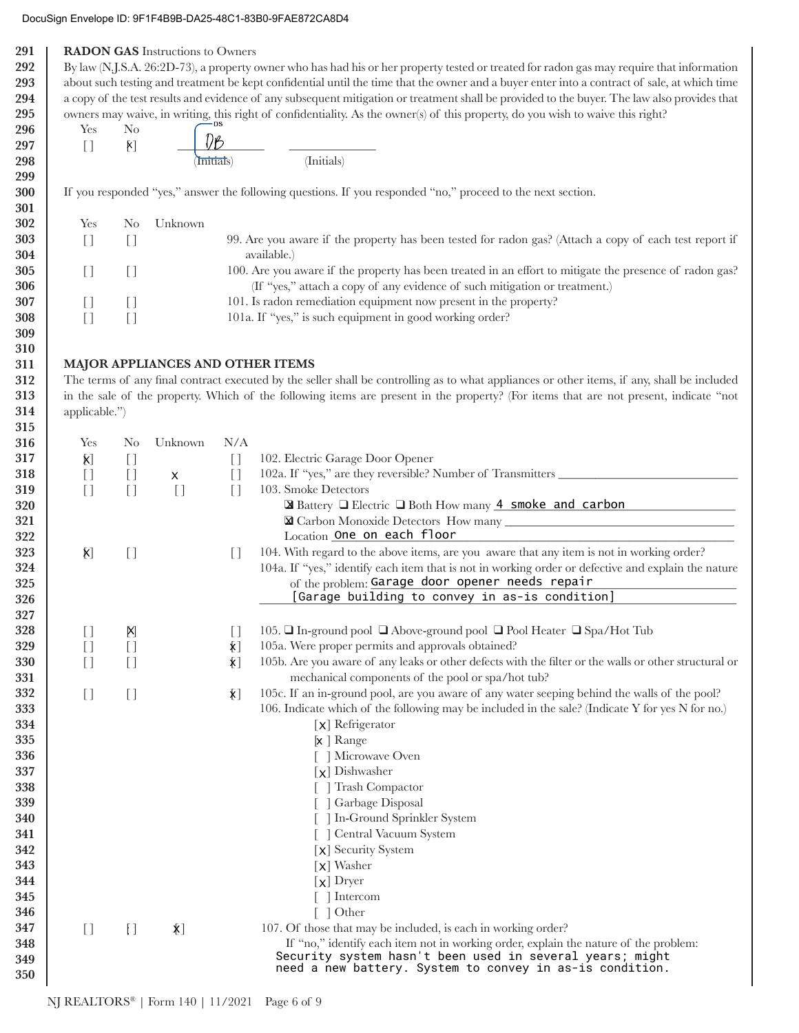DocuSign Envelope ID: 9F1F4B9B-DA25-48C1-83B0-9FAE872CA8D4

**RADON GAS** Instructions to Owners

By law (N.J.S.A. 26:2D-73), a property owner who has had his or her property tested or treated for radon gas may require that information about such testing and treatment be kept confidential until the time that the owner and a buyer enter into a contract of sale, at which time a copy of the test results and evidence of any subsequent mitigation or treatment shall be provided to the buyer. The law also provides that owners may waive, in writing, this right of confidentiality. As the owner(s) of this property, do you wish to waive this right?

| Yes | No | | |
|---|---|---|---|
| [ ] | [x] | DB (Initials) | ______ (Initials) |

If you responded "yes," answer the following questions. If you responded "no," proceed to the next section.

| Yes | No | Unknown | |
|---|---|---|---|
| [ ] | [ ] | | 99. Are you aware if the property has been tested for radon gas? (Attach a copy of each test report if available.) |
| [ ] | [ ] | | 100. Are you aware if the property has been treated in an effort to mitigate the presence of radon gas? (If "yes," attach a copy of any evidence of such mitigation or treatment.) |
| [ ] | [ ] | | 101. Is radon remediation equipment now present in the property? |
| [ ] | [ ] | | 101a. If "yes," is such equipment in good working order? |

**MAJOR APPLIANCES AND OTHER ITEMS**

The terms of any final contract executed by the seller shall be controlling as to what appliances or other items, if any, shall be included in the sale of the property. Which of the following items are present in the property? (For items that are not present, indicate "not applicable.")

| Yes | No | Unknown | N/A | |
|---|---|---|---|---|
| [x] | [ ] | | [ ] | 102. Electric Garage Door Opener |
| [ ] | [ ] | x | [ ] | 102a. If "yes," are they reversible? Number of Transmitters ______ |
| [ ] | [ ] | [ ] | [ ] | 103. Smoke Detectors<br>[x] Battery [ ] Electric [ ] Both How many 4 smoke and carbon<br>[x] Carbon Monoxide Detectors How many ______<br>Location One on each floor |
| [x] | [ ] | | [ ] | 104. With regard to the above items, are you aware that any item is not in working order?<br>104a. If "yes," identify each item that is not in working order or defective and explain the nature of the problem: Garage door opener needs repair [Garage building to convey in as-is condition] |
| [ ] | [x] | | [ ] | 105. [ ] In-ground pool [ ] Above-ground pool [ ] Pool Heater [ ] Spa/Hot Tub |
| [ ] | [ ] | | [x] | 105a. Were proper permits and approvals obtained? |
| [ ] | [ ] | | [x] | 105b. Are you aware of any leaks or other defects with the filter or the walls or other structural or mechanical components of the pool or spa/hot tub? |
| [ ] | [ ] | | [x] | 105c. If an in-ground pool, are you aware of any water seeping behind the walls of the pool? |

106. Indicate which of the following may be included in the sale? (Indicate Y for yes N for no.)

- [x] Refrigerator
- [x] Range
- [ ] Microwave Oven
- [x] Dishwasher
- [ ] Trash Compactor
- [ ] Garbage Disposal
- [ ] In-Ground Sprinkler System
- [ ] Central Vacuum System
- [x] Security System
- [x] Washer
- [x] Dryer
- [ ] Intercom
- [ ] Other

| Yes | No | Unknown | |
|---|---|---|---|
| [ ] | [ ] | [x] | 107. Of those that may be included, is each in working order?<br>If "no," identify each item not in working order, explain the nature of the problem: Security system hasn't been used in several years; might need a new battery. System to convey in as-is condition. |

NJ REALTORS® | Form 140 | 11/2021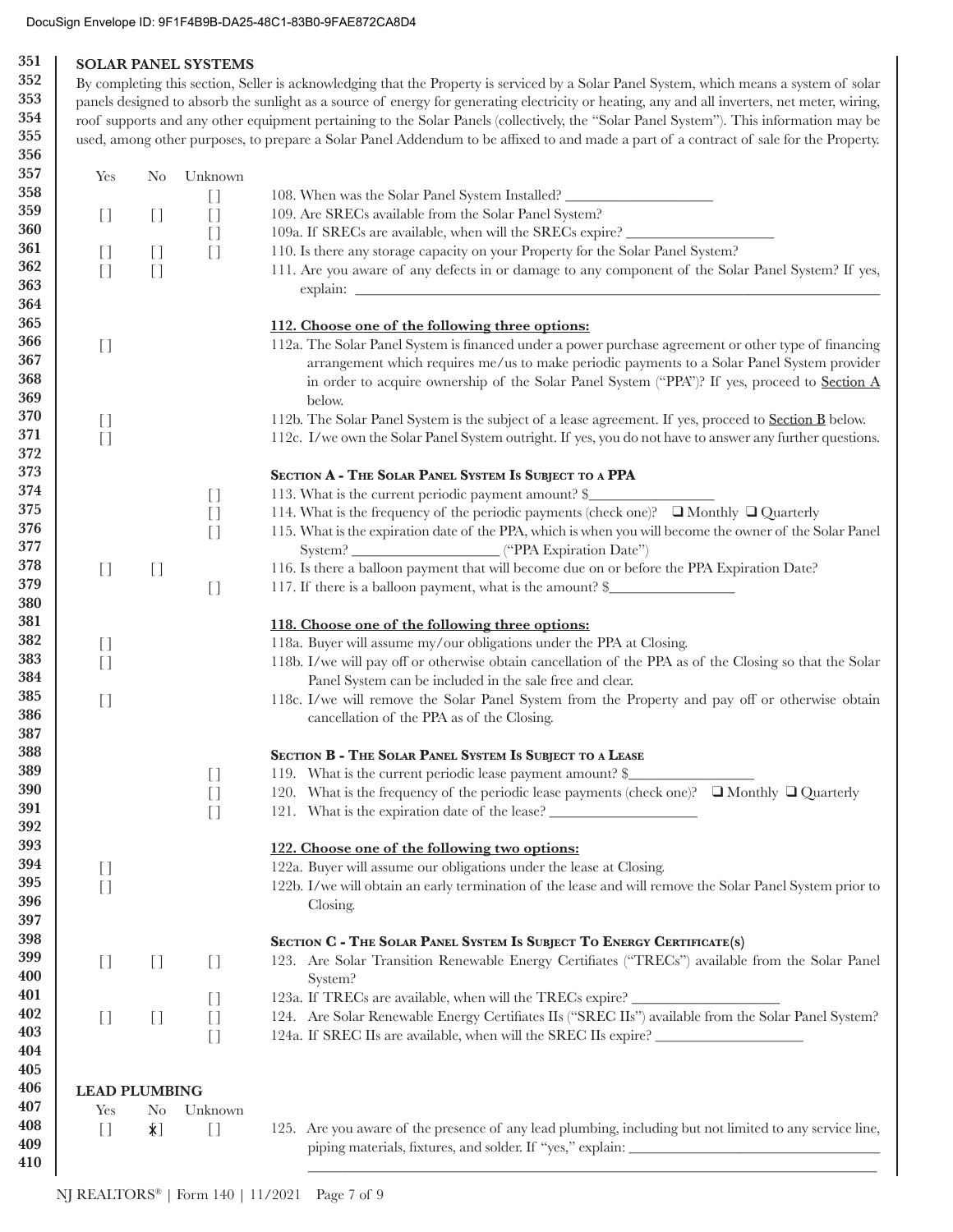## SOLAR PANEL SYSTEMS

By completing this section, Seller is acknowledging that the Property is serviced by a Solar Panel System, which means a system of solar panels designed to absorb the sunlight as a source of energy for generating electricity or heating, any and all inverters, net meter, wiring, roof supports and any other equipment pertaining to the Solar Panels (collectively, the "Solar Panel System"). This information may be used, among other purposes, to prepare a Solar Panel Addendum to be affixed to and made a part of a contract of sale for the Property.

| Yes | No | Unknown | |
|---|---|---|---|
| | | [ ] | 108. When was the Solar Panel System Installed? ____________________ |
| [ ] | [ ] | [ ] | 109. Are SRECs available from the Solar Panel System? |
| | | [ ] | 109a. If SRECs are available, when will the SRECs expire? ____________________ |
| [ ] | [ ] | [ ] | 110. Is there any storage capacity on your Property for the Solar Panel System? |
| [ ] | [ ] | | 111. Are you aware of any defects in or damage to any component of the Solar Panel System? If yes, explain: ____________________ |

**112. Choose one of the following three options:**

| | |
|---|---|
| [ ] | 112a. The Solar Panel System is financed under a power purchase agreement or other type of financing arrangement which requires me/us to make periodic payments to a Solar Panel System provider in order to acquire ownership of the Solar Panel System ("PPA")? If yes, proceed to Section A below. |
| [ ] | 112b. The Solar Panel System is the subject of a lease agreement. If yes, proceed to Section B below. |
| [ ] | 112c. I/we own the Solar Panel System outright. If yes, you do not have to answer any further questions. |

### SECTION A - THE SOLAR PANEL SYSTEM IS SUBJECT TO A PPA

| Yes | No | Unknown | |
|---|---|---|---|
| | | [ ] | 113. What is the current periodic payment amount? $________________ |
| | | [ ] | 114. What is the frequency of the periodic payments (check one)? ❑ Monthly ❑ Quarterly |
| | | [ ] | 115. What is the expiration date of the PPA, which is when you will become the owner of the Solar Panel System? ____________________ ("PPA Expiration Date") |
| [ ] | [ ] | | 116. Is there a balloon payment that will become due on or before the PPA Expiration Date? |
| | | [ ] | 117. If there is a balloon payment, what is the amount? $________________ |

**118. Choose one of the following three options:**

| | |
|---|---|
| [ ] | 118a. Buyer will assume my/our obligations under the PPA at Closing. |
| [ ] | 118b. I/we will pay off or otherwise obtain cancellation of the PPA as of the Closing so that the Solar Panel System can be included in the sale free and clear. |
| [ ] | 118c. I/we will remove the Solar Panel System from the Property and pay off or otherwise obtain cancellation of the PPA as of the Closing. |

### SECTION B - THE SOLAR PANEL SYSTEM IS SUBJECT TO A LEASE

| Yes | No | Unknown | |
|---|---|---|---|
| | | [ ] | 119. What is the current periodic lease payment amount? $________________ |
| | | [ ] | 120. What is the frequency of the periodic lease payments (check one)? ❑ Monthly ❑ Quarterly |
| | | [ ] | 121. What is the expiration date of the lease? ____________________ |

**122. Choose one of the following two options:**

| | |
|---|---|
| [ ] | 122a. Buyer will assume our obligations under the lease at Closing. |
| [ ] | 122b. I/we will obtain an early termination of the lease and will remove the Solar Panel System prior to Closing. |

### SECTION C - THE SOLAR PANEL SYSTEM IS SUBJECT TO ENERGY CERTIFICATE(S)

| Yes | No | Unknown | |
|---|---|---|---|
| [ ] | [ ] | [ ] | 123. Are Solar Transition Renewable Energy Certifiates ("TRECs") available from the Solar Panel System? |
| | | [ ] | 123a. If TRECs are available, when will the TRECs expire? ____________________ |
| [ ] | [ ] | [ ] | 124. Are Solar Renewable Energy Certifiates IIs ("SREC IIs") available from the Solar Panel System? |
| | | [ ] | 124a. If SREC IIs are available, when will the SREC IIs expire? ____________________ |

## LEAD PLUMBING

| Yes | No | Unknown | |
|---|---|---|---|
| [ ] | [x] | [ ] | 125. Are you aware of the presence of any lead plumbing, including but not limited to any service line, piping materials, fixtures, and solder. If "yes," explain: ____________________ |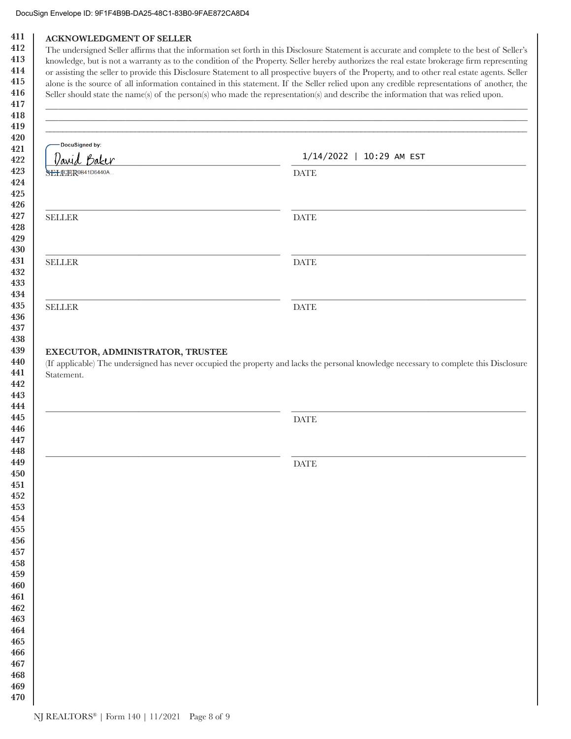## ACKNOWLEDGMENT OF SELLER

The undersigned Seller affirms that the information set forth in this Disclosure Statement is accurate and complete to the best of Seller's knowledge, but is not a warranty as to the condition of the Property. Seller hereby authorizes the real estate brokerage firm representing or assisting the seller to provide this Disclosure Statement to all prospective buyers of the Property, and to other real estate agents. Seller alone is the source of all information contained in this statement. If the Seller relied upon any credible representations of another, the Seller should state the name(s) of the person(s) who made the representation(s) and describe the information that was relied upon.

\_\_\_\_\_\_\_\_\_\_\_\_\_\_\_\_\_\_\_\_\_\_\_\_\_\_\_\_\_\_\_\_\_\_\_\_\_\_\_\_\_\_\_\_\_\_\_\_\_\_\_\_\_\_\_\_\_\_\_\_\_\_\_\_\_\_\_\_\_\_\_\_\_\_\_\_\_\_

\_\_\_\_\_\_\_\_\_\_\_\_\_\_\_\_\_\_\_\_\_\_\_\_\_\_\_\_\_\_\_\_\_\_\_\_\_\_\_\_\_\_\_\_\_\_\_\_\_\_\_\_\_\_\_\_\_\_\_\_\_\_\_\_\_\_\_\_\_\_\_\_\_\_\_\_\_\_

\_\_\_\_\_\_\_\_\_\_\_\_\_\_\_\_\_\_\_\_\_\_\_\_\_\_\_\_\_\_\_\_\_\_\_\_\_\_\_\_\_\_\_\_\_\_\_\_\_\_\_\_\_\_\_\_\_\_\_\_\_\_\_\_\_\_\_\_\_\_\_\_\_\_\_\_\_\_

DocuSigned by:
David Baker
EC8720B41D6440A...

| | |
|---|---|
| SELLER: David Baker | DATE: 1/14/2022 \| 10:29 AM EST |
| SELLER: \_\_\_\_\_\_\_\_\_\_\_\_\_\_\_\_ | DATE: \_\_\_\_\_\_\_\_\_\_\_\_\_\_\_\_ |
| SELLER: \_\_\_\_\_\_\_\_\_\_\_\_\_\_\_\_ | DATE: \_\_\_\_\_\_\_\_\_\_\_\_\_\_\_\_ |
| SELLER: \_\_\_\_\_\_\_\_\_\_\_\_\_\_\_\_ | DATE: \_\_\_\_\_\_\_\_\_\_\_\_\_\_\_\_ |

## EXECUTOR, ADMINISTRATOR, TRUSTEE

(If applicable) The undersigned has never occupied the property and lacks the personal knowledge necessary to complete this Disclosure Statement.

| | |
|---|---|
| \_\_\_\_\_\_\_\_\_\_\_\_\_\_\_\_ | DATE: \_\_\_\_\_\_\_\_\_\_\_\_\_\_\_\_ |
| \_\_\_\_\_\_\_\_\_\_\_\_\_\_\_\_ | DATE: \_\_\_\_\_\_\_\_\_\_\_\_\_\_\_\_ |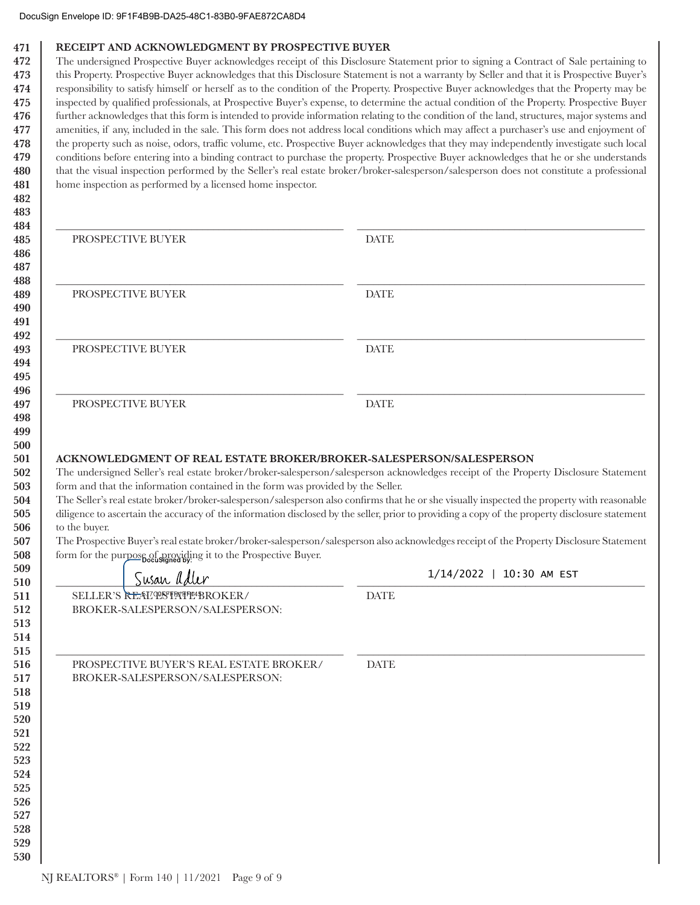## RECEIPT AND ACKNOWLEDGMENT BY PROSPECTIVE BUYER

The undersigned Prospective Buyer acknowledges receipt of this Disclosure Statement prior to signing a Contract of Sale pertaining to this Property. Prospective Buyer acknowledges that this Disclosure Statement is not a warranty by Seller and that it is Prospective Buyer's responsibility to satisfy himself or herself as to the condition of the Property. Prospective Buyer acknowledges that the Property may be inspected by qualified professionals, at Prospective Buyer's expense, to determine the actual condition of the Property. Prospective Buyer further acknowledges that this form is intended to provide information relating to the condition of the land, structures, major systems and amenities, if any, included in the sale. This form does not address local conditions which may affect a purchaser's use and enjoyment of the property such as noise, odors, traffic volume, etc. Prospective Buyer acknowledges that they may independently investigate such local conditions before entering into a binding contract to purchase the property. Prospective Buyer acknowledges that he or she understands that the visual inspection performed by the Seller's real estate broker/broker-salesperson/salesperson does not constitute a professional home inspection as performed by a licensed home inspector.

\_\_\_\_\_\_\_\_\_\_\_\_\_\_\_\_\_\_\_\_\_\_\_\_\_\_\_\_ \_\_\_\_\_\_\_\_\_\_\_\_\_\_\_\_\_\_\_\_\_\_\_\_\_\_\_\_
PROSPECTIVE BUYER DATE

\_\_\_\_\_\_\_\_\_\_\_\_\_\_\_\_\_\_\_\_\_\_\_\_\_\_\_\_ \_\_\_\_\_\_\_\_\_\_\_\_\_\_\_\_\_\_\_\_\_\_\_\_\_\_\_\_
PROSPECTIVE BUYER DATE

\_\_\_\_\_\_\_\_\_\_\_\_\_\_\_\_\_\_\_\_\_\_\_\_\_\_\_\_ \_\_\_\_\_\_\_\_\_\_\_\_\_\_\_\_\_\_\_\_\_\_\_\_\_\_\_\_
PROSPECTIVE BUYER DATE

\_\_\_\_\_\_\_\_\_\_\_\_\_\_\_\_\_\_\_\_\_\_\_\_\_\_\_\_ \_\_\_\_\_\_\_\_\_\_\_\_\_\_\_\_\_\_\_\_\_\_\_\_\_\_\_\_
PROSPECTIVE BUYER DATE

## ACKNOWLEDGMENT OF REAL ESTATE BROKER/BROKER-SALESPERSON/SALESPERSON

The undersigned Seller's real estate broker/broker-salesperson/salesperson acknowledges receipt of the Property Disclosure Statement form and that the information contained in the form was provided by the Seller.

The Seller's real estate broker/broker-salesperson/salesperson also confirms that he or she visually inspected the property with reasonable diligence to ascertain the accuracy of the information disclosed by the seller, prior to providing a copy of the property disclosure statement to the buyer.

The Prospective Buyer's real estate broker/broker-salesperson/salesperson also acknowledges receipt of the Property Disclosure Statement form for the purpose of providing it to the Prospective Buyer.

DocuSigned by: Susan Adler 1/14/2022 | 10:30 AM EST
SELLER'S REAL ESTATE BROKER/ DATE
BROKER-SALESPERSON/SALESPERSON:

\_\_\_\_\_\_\_\_\_\_\_\_\_\_\_\_\_\_\_\_\_\_\_\_\_\_\_\_ \_\_\_\_\_\_\_\_\_\_\_\_\_\_\_\_\_\_\_\_\_\_\_\_\_\_\_\_
PROSPECTIVE BUYER'S REAL ESTATE BROKER/ DATE
BROKER-SALESPERSON/SALESPERSON:

NJ REALTORS® | Form 140 | 11/2021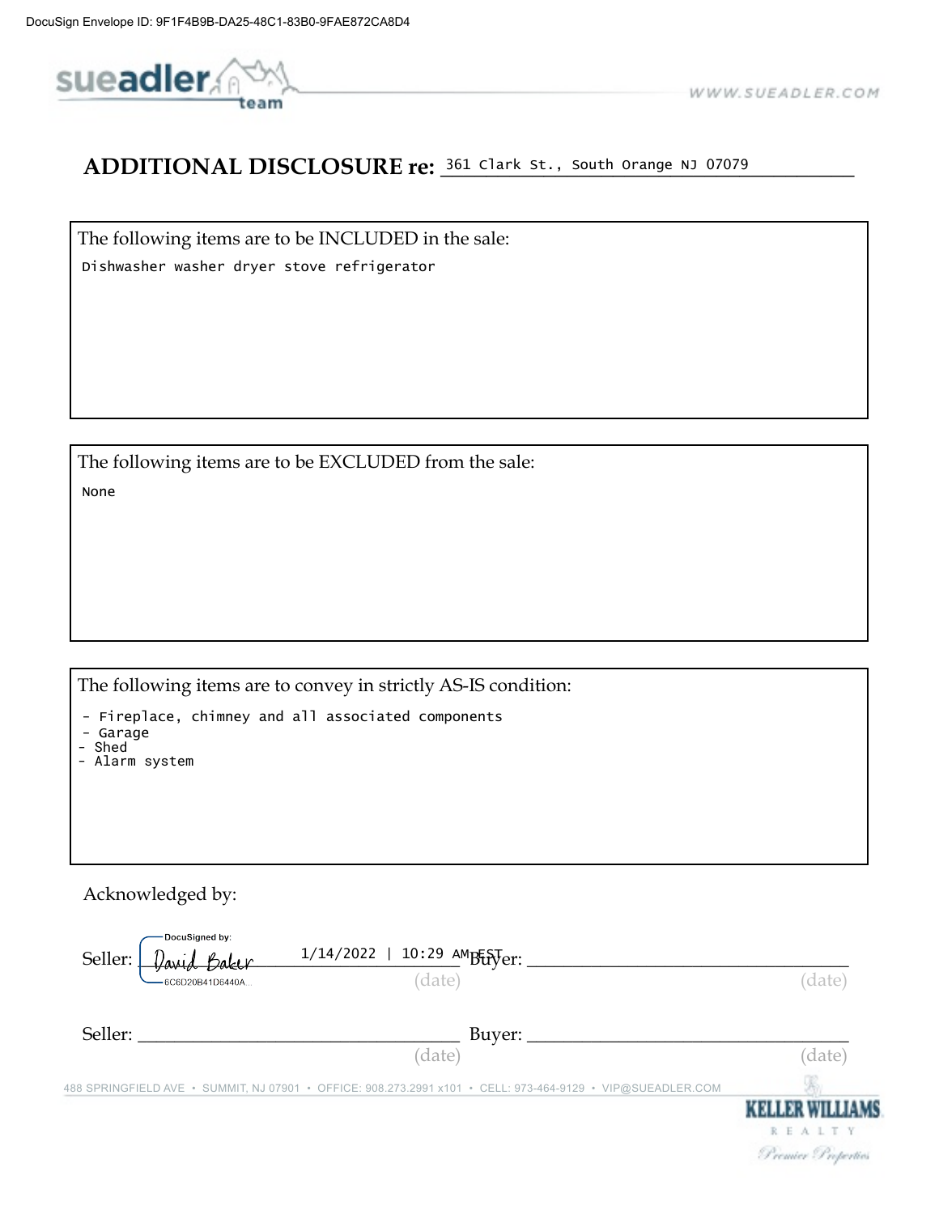DocuSign Envelope ID: 9F1F4B9B-DA25-48C1-83B0-9FAE872CA8D4

sueadler team

WWW.SUEADLER.COM

# ADDITIONAL DISCLOSURE re: 361 Clark St., South Orange NJ 07079

The following items are to be INCLUDED in the sale:

Dishwasher washer dryer stove refrigerator

The following items are to be EXCLUDED from the sale:

None

The following items are to convey in strictly AS-IS condition:

- Fireplace, chimney and all associated components
- Garage
- Shed
- Alarm system

Acknowledged by:

Seller: DocuSigned by: David Baker 6C6D20B41D6440A... 1/14/2022 | 10:29 AM EST (date) Buyer: ____________________ (date)

Seller: ____________________ (date) Buyer: ____________________ (date)

488 SPRINGFIELD AVE • SUMMIT, NJ 07901 • OFFICE: 908.273.2991 x101 • CELL: 973-464-9129 • VIP@SUEADLER.COM

KELLER WILLIAMS REALTY Premier Properties